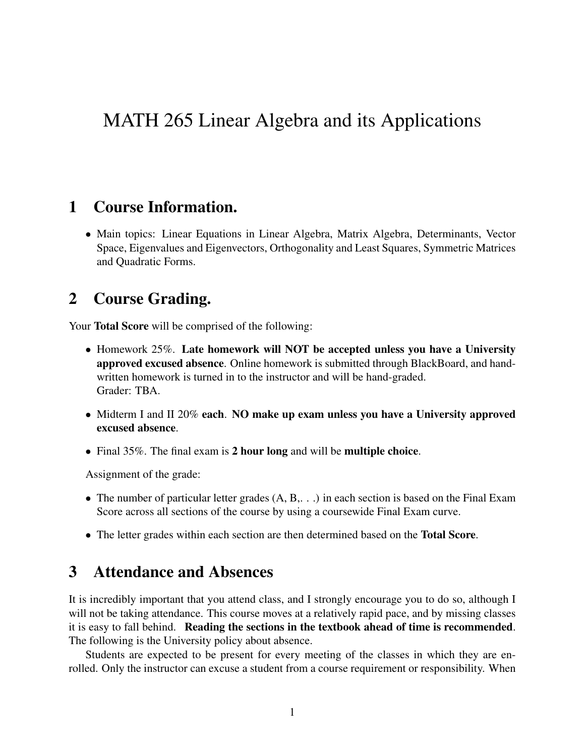# MATH 265 Linear Algebra and its Applications

## 1 Course Information.

- Main topics: Linear Equations in Linear Algebra, Matrix Algebra, Determinants, Vector Space, Eigenvalues and Eigenvectors, Orthogonality and Least Squares, Symmetric Matrices and Quadratic Forms.

## 2 Course Grading.

Your **Total Score** will be comprised of the following:

- Homework 25%. **Late homework will NOT be accepted unless you have a University approved excused absence**. Online homework is submitted through BlackBoard, and hand-written homework is turned in to the instructor and will be hand-graded.
  Grader: TBA.
- Midterm I and II 20% **each**. **NO make up exam unless you have a University approved excused absence**.
- Final 35%. The final exam is **2 hour long** and will be **multiple choice**.

Assignment of the grade:

- The number of particular letter grades (A, B,. . .) in each section is based on the Final Exam Score across all sections of the course by using a coursewide Final Exam curve.
- The letter grades within each section are then determined based on the **Total Score**.

## 3 Attendance and Absences

It is incredibly important that you attend class, and I strongly encourage you to do so, although I will not be taking attendance. This course moves at a relatively rapid pace, and by missing classes it is easy to fall behind. **Reading the sections in the textbook ahead of time is recommended**. The following is the University policy about absence.

Students are expected to be present for every meeting of the classes in which they are enrolled. Only the instructor can excuse a student from a course requirement or responsibility. When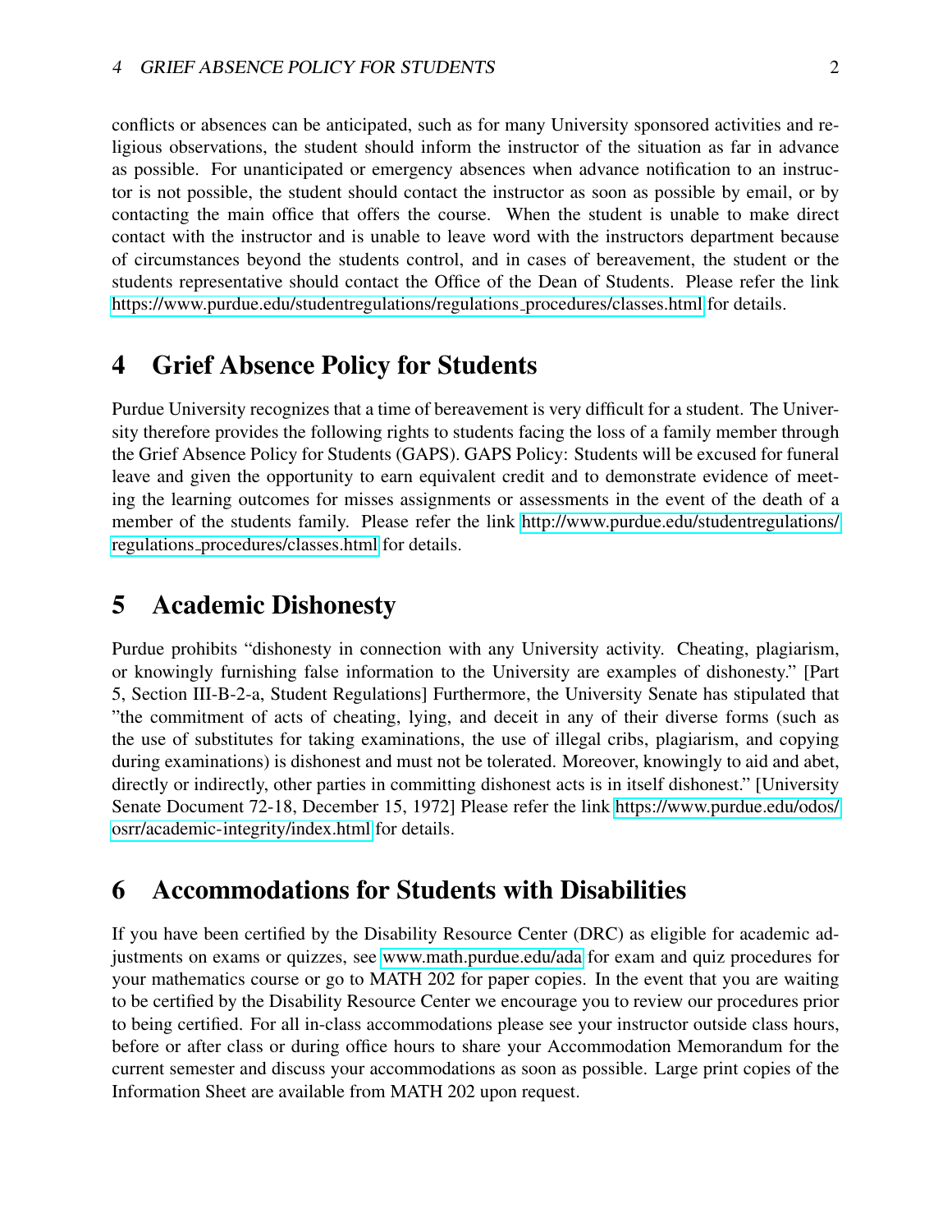conflicts or absences can be anticipated, such as for many University sponsored activities and religious observations, the student should inform the instructor of the situation as far in advance as possible. For unanticipated or emergency absences when advance notification to an instructor is not possible, the student should contact the instructor as soon as possible by email, or by contacting the main office that offers the course. When the student is unable to make direct contact with the instructor and is unable to leave word with the instructors department because of circumstances beyond the students control, and in cases of bereavement, the student or the students representative should contact the Office of the Dean of Students. Please refer the link https://www.purdue.edu/studentregulations/regulations_procedures/classes.html for details.

# 4 Grief Absence Policy for Students

Purdue University recognizes that a time of bereavement is very difficult for a student. The University therefore provides the following rights to students facing the loss of a family member through the Grief Absence Policy for Students (GAPS). GAPS Policy: Students will be excused for funeral leave and given the opportunity to earn equivalent credit and to demonstrate evidence of meeting the learning outcomes for misses assignments or assessments in the event of the death of a member of the students family. Please refer the link http://www.purdue.edu/studentregulations/regulations_procedures/classes.html for details.

# 5 Academic Dishonesty

Purdue prohibits "dishonesty in connection with any University activity. Cheating, plagiarism, or knowingly furnishing false information to the University are examples of dishonesty." [Part 5, Section III-B-2-a, Student Regulations] Furthermore, the University Senate has stipulated that "the commitment of acts of cheating, lying, and deceit in any of their diverse forms (such as the use of substitutes for taking examinations, the use of illegal cribs, plagiarism, and copying during examinations) is dishonest and must not be tolerated. Moreover, knowingly to aid and abet, directly or indirectly, other parties in committing dishonest acts is in itself dishonest." [University Senate Document 72-18, December 15, 1972] Please refer the link https://www.purdue.edu/odos/osrr/academic-integrity/index.html for details.

# 6 Accommodations for Students with Disabilities

If you have been certified by the Disability Resource Center (DRC) as eligible for academic adjustments on exams or quizzes, see www.math.purdue.edu/ada for exam and quiz procedures for your mathematics course or go to MATH 202 for paper copies. In the event that you are waiting to be certified by the Disability Resource Center we encourage you to review our procedures prior to being certified. For all in-class accommodations please see your instructor outside class hours, before or after class or during office hours to share your Accommodation Memorandum for the current semester and discuss your accommodations as soon as possible. Large print copies of the Information Sheet are available from MATH 202 upon request.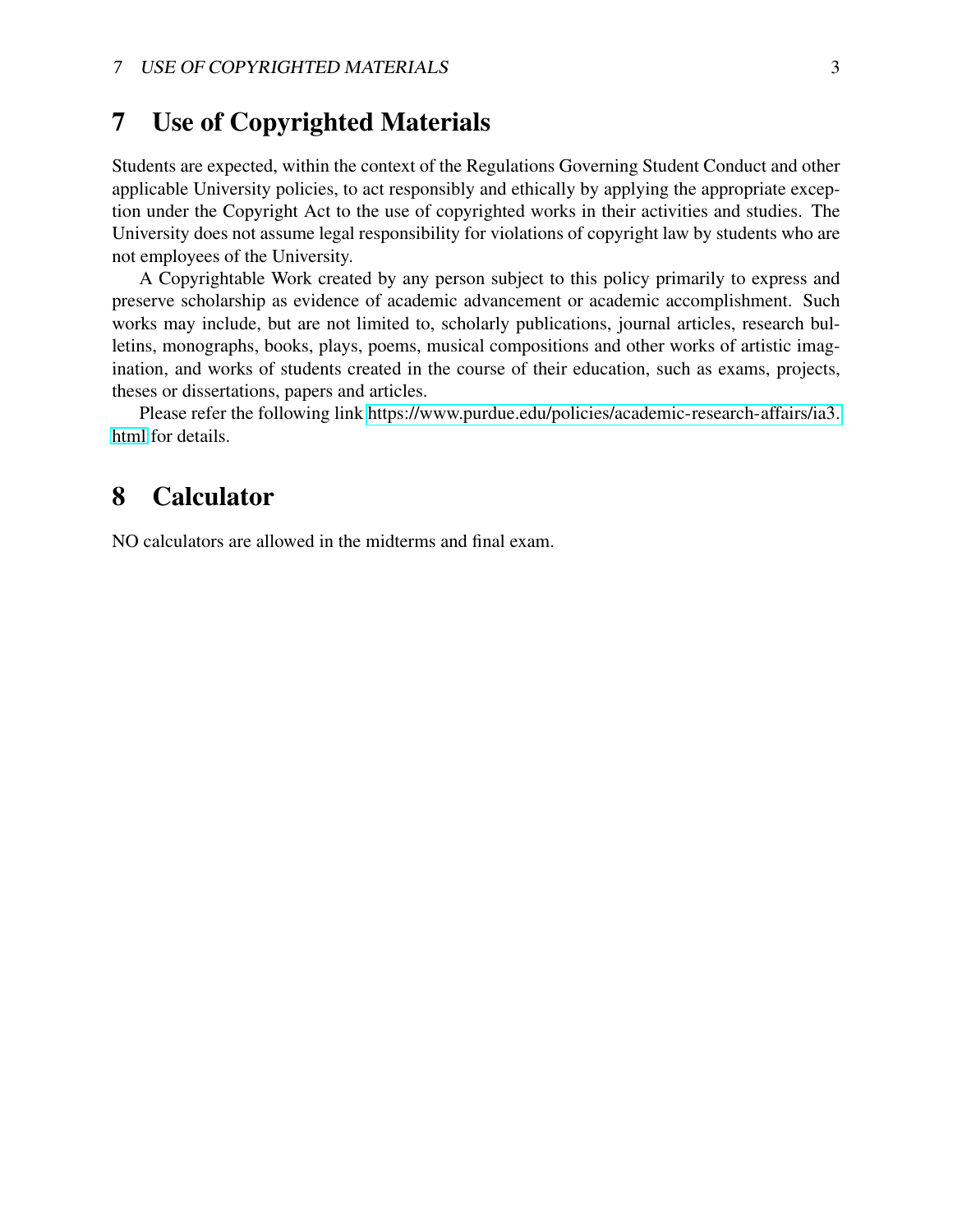## 7 Use of Copyrighted Materials

Students are expected, within the context of the Regulations Governing Student Conduct and other applicable University policies, to act responsibly and ethically by applying the appropriate exception under the Copyright Act to the use of copyrighted works in their activities and studies. The University does not assume legal responsibility for violations of copyright law by students who are not employees of the University.

A Copyrightable Work created by any person subject to this policy primarily to express and preserve scholarship as evidence of academic advancement or academic accomplishment. Such works may include, but are not limited to, scholarly publications, journal articles, research bulletins, monographs, books, plays, poems, musical compositions and other works of artistic imagination, and works of students created in the course of their education, such as exams, projects, theses or dissertations, papers and articles.

Please refer the following link https://www.purdue.edu/policies/academic-research-affairs/ia3.html for details.

## 8 Calculator

NO calculators are allowed in the midterms and final exam.